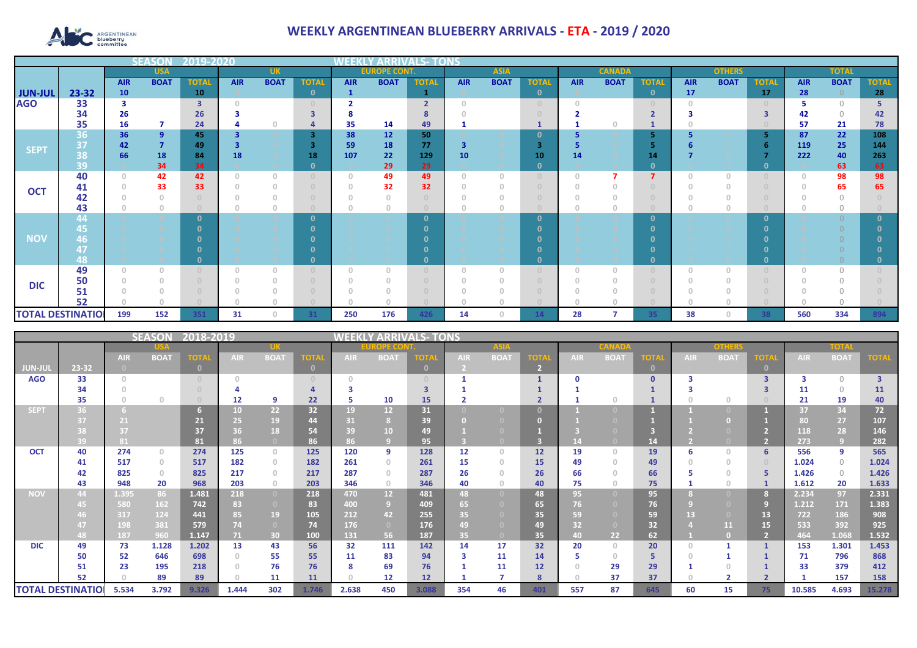# WEEKLY ARGENTINEAN BLUEBERRY ARRIVALS - ETA - 2019 / 2020

ARGENTINEAN blueberry committee

| SEASON 2019-2020 | | WEEKLY ARRIVALS- TONS | | | | | | | | | | | | | | | | | | | |
|---|---|---|---|---|---|---|---|---|---|---|---|---|---|---|---|---|---|---|---|---|---|
| | | USA | | | UK | | | EUROPE CONT. | | | ASIA | | | CANADA | | | OTHERS | | | TOTAL | | |
| | | AIR | BOAT | TOTAL | AIR | BOAT | TOTAL | AIR | BOAT | TOTAL | AIR | BOAT | TOTAL | AIR | BOAT | TOTAL | AIR | BOAT | TOTAL | AIR | BOAT | TOTAL |
| JUN-JUL | 23-32 | 10 | | 10 | 0 | | 0 | 1 | | 1 | 0 | | 0 | 0 | | 0 | 17 | | 17 | 28 | 0 | 28 |
| AGO | 33 | 3 | | 3 | 0 | | 0 | 2 | | 2 | 0 | | 0 | 0 | | 0 | 0 | | 0 | 5 | 0 | 5 |
| | 34 | 26 | | 26 | 3 | | 3 | 8 | | 8 | 0 | | 0 | 2 | | 2 | 3 | | 3 | 42 | 0 | 42 |
| | 35 | 16 | 7 | 24 | 4 | 0 | 4 | 35 | 14 | 49 | 1 | | 1 | 1 | 0 | 1 | 0 | | 0 | 57 | 21 | 78 |
| SEPT | 36 | 36 | 9 | 45 | 3 | 0 | 3 | 38 | 12 | 50 | 0 | 0 | 0 | 5 | 0 | 5 | 5 | 0 | 5 | 87 | 22 | 108 |
| | 37 | 42 | 7 | 49 | 3 | 0 | 3 | 59 | 18 | 77 | 3 | 0 | 3 | 5 | 0 | 5 | 6 | 0 | 6 | 119 | 25 | 144 |
| | 38 | 66 | 18 | 84 | 18 | 0 | 18 | 107 | 22 | 129 | 10 | 0 | 10 | 14 | 0 | 14 | 7 | 0 | 7 | 222 | 40 | 263 |
| | 39 | 0 | 34 | 34 | 0 | 0 | 0 | 0 | 29 | 29 | 0 | 0 | 0 | 0 | 0 | 0 | 0 | 0 | 0 | 0 | 63 | 63 |
| OCT | 40 | 0 | 42 | 42 | 0 | 0 | 0 | 0 | 49 | 49 | 0 | 0 | 0 | 0 | 7 | 7 | 0 | 0 | 0 | 0 | 98 | 98 |
| | 41 | 0 | 33 | 33 | 0 | 0 | 0 | 0 | 32 | 32 | 0 | 0 | 0 | 0 | 0 | 0 | 0 | 0 | 0 | 0 | 65 | 65 |
| | 42 | 0 | 0 | 0 | 0 | 0 | 0 | 0 | 0 | 0 | 0 | 0 | 0 | 0 | 0 | 0 | 0 | 0 | 0 | 0 | 0 | 0 |
| | 43 | 0 | 0 | 0 | 0 | 0 | 0 | 0 | 0 | 0 | 0 | 0 | 0 | 0 | 0 | 0 | 0 | 0 | 0 | 0 | 0 | 0 |
| NOV | 44 | 0 | 0 | 0 | 0 | 0 | 0 | 0 | 0 | 0 | 0 | 0 | 0 | 0 | 0 | 0 | 0 | 0 | 0 | 0 | 0 | 0 |
| | 45 | 0 | 0 | 0 | 0 | 0 | 0 | 0 | 0 | 0 | 0 | 0 | 0 | 0 | 0 | 0 | 0 | 0 | 0 | 0 | 0 | 0 |
| | 46 | 0 | 0 | 0 | 0 | 0 | 0 | 0 | 0 | 0 | 0 | 0 | 0 | 0 | 0 | 0 | 0 | 0 | 0 | 0 | 0 | 0 |
| | 47 | 0 | 0 | 0 | 0 | 0 | 0 | 0 | 0 | 0 | 0 | 0 | 0 | 0 | 0 | 0 | 0 | 0 | 0 | 0 | 0 | 0 |
| | 48 | 0 | 0 | 0 | 0 | 0 | 0 | 0 | 0 | 0 | 0 | 0 | 0 | 0 | 0 | 0 | 0 | 0 | 0 | 0 | 0 | 0 |
| DIC | 49 | 0 | 0 | 0 | 0 | 0 | 0 | 0 | 0 | 0 | 0 | 0 | 0 | 0 | 0 | 0 | 0 | 0 | 0 | 0 | 0 | 0 |
| | 50 | 0 | 0 | 0 | 0 | 0 | 0 | 0 | 0 | 0 | 0 | 0 | 0 | 0 | 0 | 0 | 0 | 0 | 0 | 0 | 0 | 0 |
| | 51 | 0 | 0 | 0 | 0 | 0 | 0 | 0 | 0 | 0 | 0 | 0 | 0 | 0 | 0 | 0 | 0 | 0 | 0 | 0 | 0 | 0 |
| | 52 | 0 | 0 | 0 | 0 | 0 | 0 | 0 | 0 | 0 | 0 | 0 | 0 | 0 | 0 | 0 | 0 | 0 | 0 | 0 | 0 | 0 |
| TOTAL DESTINATIO | | 199 | 152 | 351 | 31 | 0 | 31 | 250 | 176 | 426 | 14 | 0 | 14 | 28 | 7 | 35 | 38 | 0 | 38 | 560 | 334 | 894 |

| SEASON 2018-2019 | | WEEKLY ARRIVALS- TONS | | | | | | | | | | | | | | | | | | | |
|---|---|---|---|---|---|---|---|---|---|---|---|---|---|---|---|---|---|---|---|---|---|
| | | USA | | | UK | | | EUROPE CONT. | | | ASIA | | | CANADA | | | OTHERS | | | TOTAL | | |
| | | AIR | BOAT | TOTAL | AIR | BOAT | TOTAL | AIR | BOAT | TOTAL | AIR | BOAT | TOTAL | AIR | BOAT | TOTAL | AIR | BOAT | TOTAL | AIR | BOAT | TOTAL |
| JUN-JUL | 23-32 | 0 | | 0 | | | 0 | | | 0 | 2 | | 2 | | | 0 | | | 0 | | | |
| AGO | 33 | 0 | | 0 | 0 | | 0 | 0 | | 0 | 1 | | 1 | 0 | | 0 | 3 | | 3 | 3 | 0 | 3 |
| | 34 | 0 | | 0 | 4 | | 4 | 3 | | 3 | 1 | | 1 | 1 | | 1 | 3 | | 3 | 11 | 0 | 11 |
| | 35 | 0 | 0 | 0 | 12 | 9 | 22 | 5 | 10 | 15 | 2 | | 2 | 1 | 0 | 1 | 0 | 0 | 0 | 21 | 19 | 40 |
| SEPT | 36 | 6 | | 6 | 10 | 22 | 32 | 19 | 12 | 31 | 0 | 0 | 0 | 1 | 0 | 1 | 1 | 0 | 1 | 37 | 34 | 72 |
| | 37 | 21 | | 21 | 25 | 19 | 44 | 31 | 8 | 39 | 0 | 0 | 0 | 1 | 0 | 1 | 1 | 0 | 1 | 80 | 27 | 107 |
| | 38 | 37 | | 37 | 36 | 18 | 54 | 39 | 10 | 49 | 1 | 0 | 1 | 3 | 0 | 3 | 2 | 0 | 2 | 118 | 28 | 146 |
| | 39 | 81 | | 81 | 86 | 0 | 86 | 86 | 9 | 95 | 3 | 0 | 3 | 14 | 0 | 14 | 2 | 0 | 2 | 273 | 9 | 282 |
| OCT | 40 | 274 | 0 | 274 | 125 | 0 | 125 | 120 | 9 | 128 | 12 | 0 | 12 | 19 | 0 | 19 | 6 | 0 | 6 | 556 | 9 | 565 |
| | 41 | 517 | 0 | 517 | 182 | 0 | 182 | 261 | 0 | 261 | 15 | 0 | 15 | 49 | 0 | 49 | 0 | 0 | 0 | 1.024 | 0 | 1.024 |
| | 42 | 825 | 0 | 825 | 217 | 0 | 217 | 287 | 0 | 287 | 26 | 0 | 26 | 66 | 0 | 66 | 5 | 0 | 5 | 1.426 | 0 | 1.426 |
| | 43 | 948 | 20 | 968 | 203 | 0 | 203 | 346 | 0 | 346 | 40 | 0 | 40 | 75 | 0 | 75 | 1 | 0 | 1 | 1.612 | 20 | 1.633 |
| NOV | 44 | 1.395 | 86 | 1.481 | 218 | 0 | 218 | 470 | 12 | 481 | 48 | 0 | 48 | 95 | 0 | 95 | 8 | 0 | 8 | 2.234 | 97 | 2.331 |
| | 45 | 580 | 162 | 742 | 83 | 0 | 83 | 400 | 9 | 409 | 65 | 0 | 65 | 76 | 0 | 76 | 9 | 0 | 9 | 1.212 | 171 | 1.383 |
| | 46 | 317 | 124 | 441 | 85 | 19 | 105 | 212 | 42 | 255 | 35 | 0 | 35 | 59 | 0 | 59 | 13 | 0 | 13 | 722 | 186 | 908 |
| | 47 | 198 | 381 | 579 | 74 | 0 | 74 | 176 | 0 | 176 | 49 | 0 | 49 | 32 | 0 | 32 | 4 | 11 | 15 | 533 | 392 | 925 |
| | 48 | 187 | 960 | 1.147 | 71 | 30 | 100 | 131 | 56 | 187 | 35 | 0 | 35 | 40 | 22 | 62 | 1 | 0 | 2 | 464 | 1.068 | 1.532 |
| DIC | 49 | 73 | 1.128 | 1.202 | 13 | 43 | 56 | 32 | 111 | 142 | 14 | 17 | 32 | 20 | 0 | 20 | 0 | 1 | 1 | 153 | 1.301 | 1.453 |
| | 50 | 52 | 646 | 698 | 0 | 55 | 55 | 11 | 83 | 94 | 3 | 11 | 14 | 5 | 0 | 5 | 0 | 1 | 1 | 71 | 796 | 868 |
| | 51 | 23 | 195 | 218 | 0 | 76 | 76 | 8 | 69 | 76 | 1 | 11 | 12 | 0 | 29 | 29 | 1 | 0 | 1 | 33 | 379 | 412 |
| | 52 | 0 | 89 | 89 | 0 | 11 | 11 | 0 | 12 | 12 | 1 | 7 | 8 | 0 | 37 | 37 | 0 | 2 | 2 | 1 | 157 | 158 |
| TOTAL DESTINATIO | | 5.534 | 3.792 | 9.326 | 1.444 | 302 | 1.746 | 2.638 | 450 | 3.088 | 354 | 46 | 401 | 557 | 87 | 645 | 60 | 15 | 75 | 10.585 | 4.693 | 15.278 |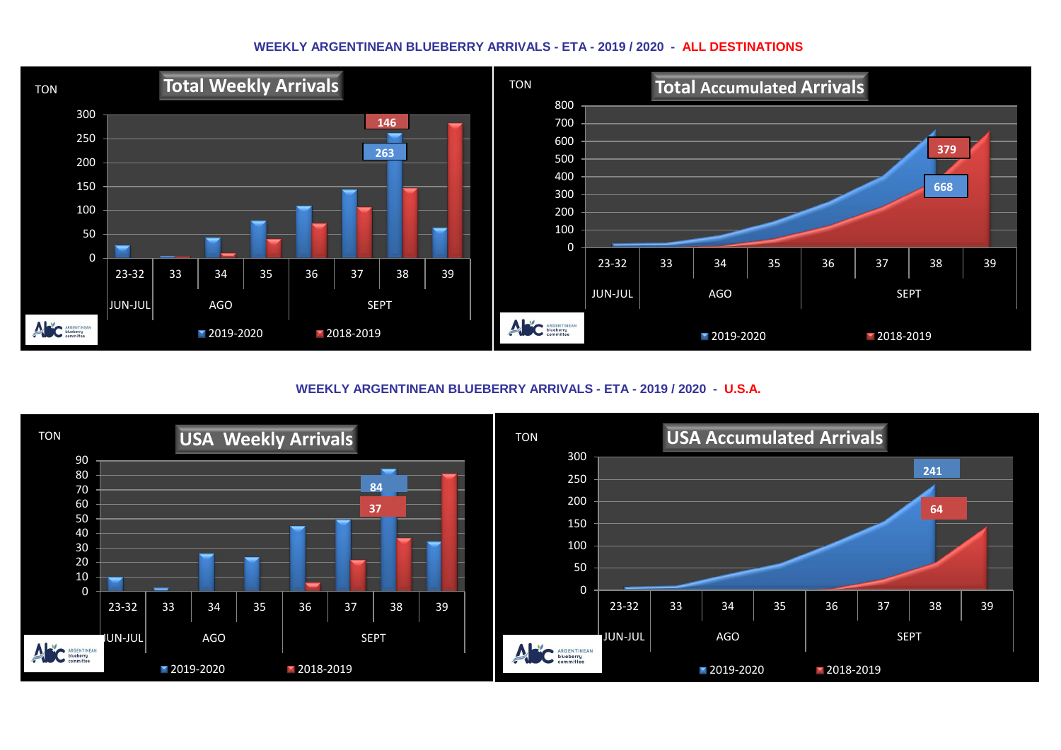**WEEKLY ARGENTINEAN BLUEBERRY ARRIVALS - ETA - 2019 / 2020 - ALL DESTINATIONS**

**Total Weekly Arrivals**

TON

300, 250, 200, 150, 100, 50, 0

146

263

23-32 | 33 | 34 | 35 | 36 | 37 | 38 | 39

JUN-JUL | AGO | SEPT

2019-2020 | 2018-2019

**Total Accumulated Arrivals**

TON

800, 700, 600, 500, 400, 300, 200, 100, 0

379

668

23-32 | 33 | 34 | 35 | 36 | 37 | 38 | 39

JUN-JUL | AGO | SEPT

2019-2020 | 2018-2019

**WEEKLY ARGENTINEAN BLUEBERRY ARRIVALS - ETA - 2019 / 2020 - U.S.A.**

**USA Weekly Arrivals**

TON

90, 80, 70, 60, 50, 40, 30, 20, 10, 0

84

37

23-32 | 33 | 34 | 35 | 36 | 37 | 38 | 39

JUN-JUL | AGO | SEPT

2019-2020 | 2018-2019

**USA Accumulated Arrivals**

TON

300, 250, 200, 150, 100, 50, 0

241

64

23-32 | 33 | 34 | 35 | 36 | 37 | 38 | 39

JUN-JUL | AGO | SEPT

2019-2020 | 2018-2019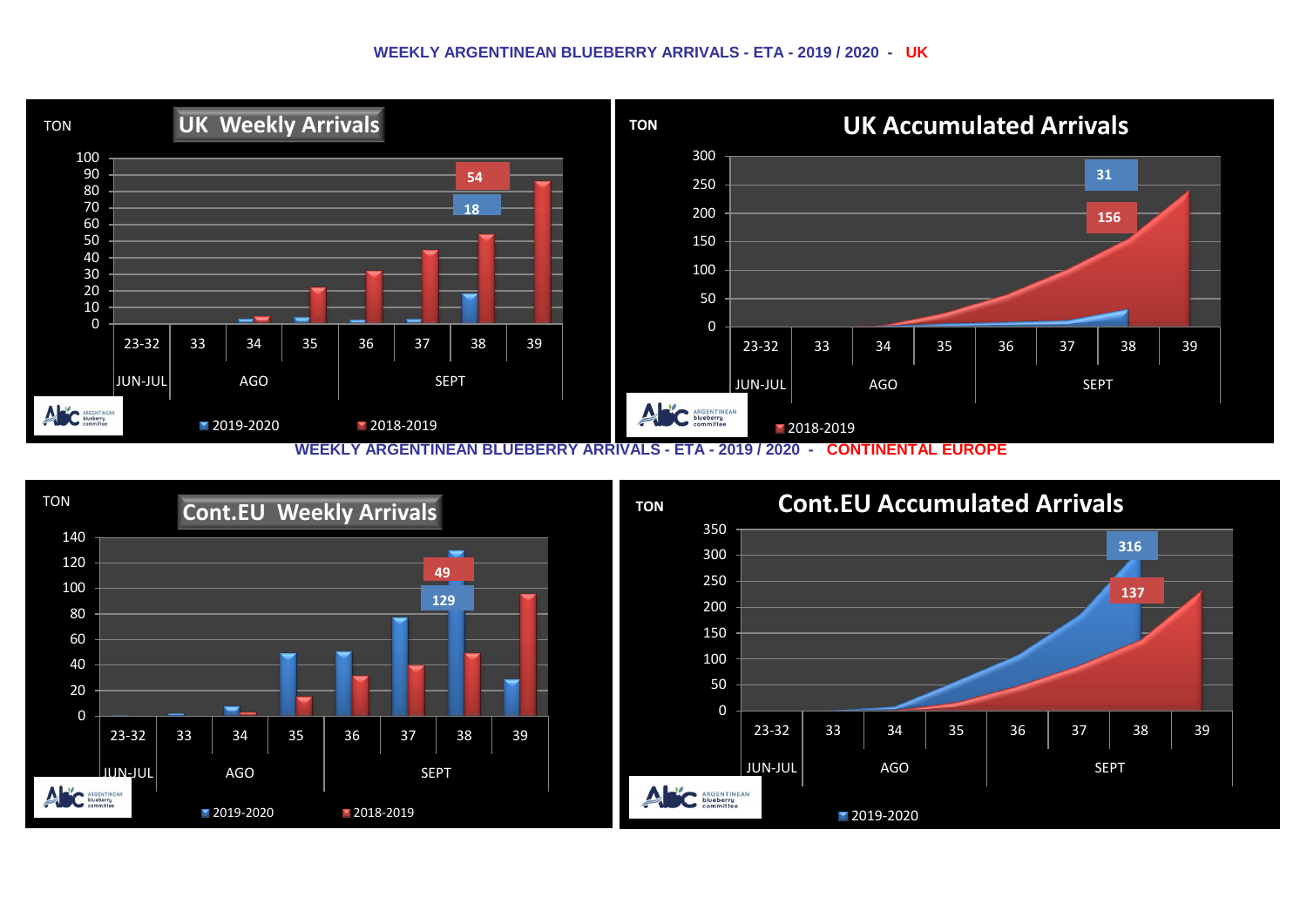## WEEKLY ARGENTINEAN BLUEBERRY ARRIVALS - ETA - 2019 / 2020 - UK

**UK Weekly Arrivals**

TON

100
90
80
70
60
50
40
30
20
10
0

54
18

23-32 | 33 | 34 | 35 | 36 | 37 | 38 | 39

JUN-JUL | AGO | SEPT

2019-2020 | 2018-2019

**UK Accumulated Arrivals**

TON

300
250
200
150
100
50
0

31
156

23-32 | 33 | 34 | 35 | 36 | 37 | 38 | 39

JUN-JUL | AGO | SEPT

2018-2019

## WEEKLY ARGENTINEAN BLUEBERRY ARRIVALS - ETA - 2019 / 2020 - CONTINENTAL EUROPE

**Cont.EU Weekly Arrivals**

TON

140
120
100
80
60
40
20
0

49
129

23-32 | 33 | 34 | 35 | 36 | 37 | 38 | 39

JUN-JUL | AGO | SEPT

2019-2020 | 2018-2019

**Cont.EU Accumulated Arrivals**

TON

350
300
250
200
150
100
50
0

316
137

23-32 | 33 | 34 | 35 | 36 | 37 | 38 | 39

JUN-JUL | AGO | SEPT

2019-2020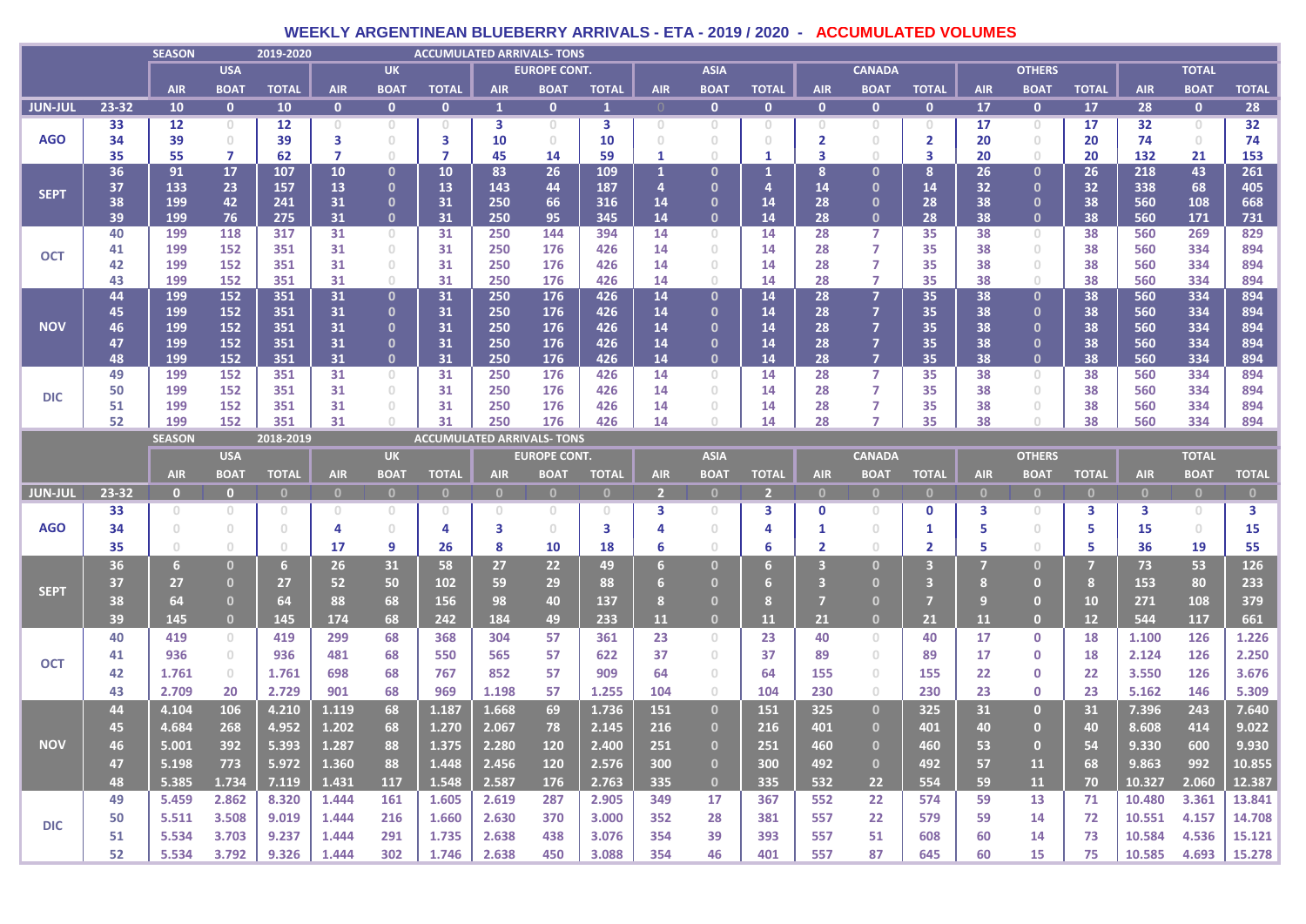# WEEKLY ARGENTINEAN BLUEBERRY ARRIVALS - ETA - 2019 / 2020 - ACCUMULATED VOLUMES

| SEASON | 2019-2020 | ACCUMULATED ARRIVALS- TONS | | | | | | | | | | | | | | | | | | | | |
|---|---|---|---|---|---|---|---|---|---|---|---|---|---|---|---|---|---|---|---|---|---|---|
| | | USA | | | UK | | | EUROPE CONT. | | | ASIA | | | CANADA | | | OTHERS | | | TOTAL | | |
| | | AIR | BOAT | TOTAL | AIR | BOAT | TOTAL | AIR | BOAT | TOTAL | AIR | BOAT | TOTAL | AIR | BOAT | TOTAL | AIR | BOAT | TOTAL | AIR | BOAT | TOTAL |
| JUN-JUL | 23-32 | 10 | 0 | 10 | 0 | 0 | 0 | 1 | 0 | 1 | 0 | 0 | 0 | 0 | 0 | 0 | 17 | 0 | 17 | 28 | 0 | 28 |
| AGO | 33 | 12 | 0 | 12 | 0 | 0 | 0 | 3 | 0 | 3 | 0 | 0 | 0 | 0 | 0 | 0 | 17 | 0 | 17 | 32 | 0 | 32 |
| | 34 | 39 | 0 | 39 | 3 | 0 | 3 | 10 | 0 | 10 | 0 | 0 | 0 | 2 | 0 | 2 | 20 | 0 | 20 | 74 | 0 | 74 |
| | 35 | 55 | 7 | 62 | 7 | 0 | 7 | 45 | 14 | 59 | 1 | 0 | 1 | 3 | 0 | 3 | 20 | 0 | 20 | 132 | 21 | 153 |
| SEPT | 36 | 91 | 17 | 107 | 10 | 0 | 10 | 83 | 26 | 109 | 1 | 0 | 1 | 8 | 0 | 8 | 26 | 0 | 26 | 218 | 43 | 261 |
| | 37 | 133 | 23 | 157 | 13 | 0 | 13 | 143 | 44 | 187 | 4 | 0 | 4 | 14 | 0 | 14 | 32 | 0 | 32 | 338 | 68 | 405 |
| | 38 | 199 | 42 | 241 | 31 | 0 | 31 | 250 | 66 | 316 | 14 | 0 | 14 | 28 | 0 | 28 | 38 | 0 | 38 | 560 | 108 | 668 |
| | 39 | 199 | 76 | 275 | 31 | 0 | 31 | 250 | 95 | 345 | 14 | 0 | 14 | 28 | 0 | 28 | 38 | 0 | 38 | 560 | 171 | 731 |
| OCT | 40 | 199 | 118 | 317 | 31 | 0 | 31 | 250 | 144 | 394 | 14 | 0 | 14 | 28 | 7 | 35 | 38 | 0 | 38 | 560 | 269 | 829 |
| | 41 | 199 | 152 | 351 | 31 | 0 | 31 | 250 | 176 | 426 | 14 | 0 | 14 | 28 | 7 | 35 | 38 | 0 | 38 | 560 | 334 | 894 |
| | 42 | 199 | 152 | 351 | 31 | 0 | 31 | 250 | 176 | 426 | 14 | 0 | 14 | 28 | 7 | 35 | 38 | 0 | 38 | 560 | 334 | 894 |
| | 43 | 199 | 152 | 351 | 31 | 0 | 31 | 250 | 176 | 426 | 14 | 0 | 14 | 28 | 7 | 35 | 38 | 0 | 38 | 560 | 334 | 894 |
| NOV | 44 | 199 | 152 | 351 | 31 | 0 | 31 | 250 | 176 | 426 | 14 | 0 | 14 | 28 | 7 | 35 | 38 | 0 | 38 | 560 | 334 | 894 |
| | 45 | 199 | 152 | 351 | 31 | 0 | 31 | 250 | 176 | 426 | 14 | 0 | 14 | 28 | 7 | 35 | 38 | 0 | 38 | 560 | 334 | 894 |
| | 46 | 199 | 152 | 351 | 31 | 0 | 31 | 250 | 176 | 426 | 14 | 0 | 14 | 28 | 7 | 35 | 38 | 0 | 38 | 560 | 334 | 894 |
| | 47 | 199 | 152 | 351 | 31 | 0 | 31 | 250 | 176 | 426 | 14 | 0 | 14 | 28 | 7 | 35 | 38 | 0 | 38 | 560 | 334 | 894 |
| | 48 | 199 | 152 | 351 | 31 | 0 | 31 | 250 | 176 | 426 | 14 | 0 | 14 | 28 | 7 | 35 | 38 | 0 | 38 | 560 | 334 | 894 |
| DIC | 49 | 199 | 152 | 351 | 31 | 0 | 31 | 250 | 176 | 426 | 14 | 0 | 14 | 28 | 7 | 35 | 38 | 0 | 38 | 560 | 334 | 894 |
| | 50 | 199 | 152 | 351 | 31 | 0 | 31 | 250 | 176 | 426 | 14 | 0 | 14 | 28 | 7 | 35 | 38 | 0 | 38 | 560 | 334 | 894 |
| | 51 | 199 | 152 | 351 | 31 | 0 | 31 | 250 | 176 | 426 | 14 | 0 | 14 | 28 | 7 | 35 | 38 | 0 | 38 | 560 | 334 | 894 |
| | 52 | 199 | 152 | 351 | 31 | 0 | 31 | 250 | 176 | 426 | 14 | 0 | 14 | 28 | 7 | 35 | 38 | 0 | 38 | 560 | 334 | 894 |

| SEASON | 2018-2019 | ACCUMULATED ARRIVALS- TONS | | | | | | | | | | | | | | | | | | | | |
|---|---|---|---|---|---|---|---|---|---|---|---|---|---|---|---|---|---|---|---|---|---|---|
| | | USA | | | UK | | | EUROPE CONT. | | | ASIA | | | CANADA | | | OTHERS | | | TOTAL | | |
| | | AIR | BOAT | TOTAL | AIR | BOAT | TOTAL | AIR | BOAT | TOTAL | AIR | BOAT | TOTAL | AIR | BOAT | TOTAL | AIR | BOAT | TOTAL | AIR | BOAT | TOTAL |
| JUN-JUL | 23-32 | 0 | 0 | 0 | 0 | 0 | 0 | 0 | 0 | 0 | 2 | 0 | 2 | 0 | 0 | 0 | 0 | 0 | 0 | 0 | 0 | 0 |
| AGO | 33 | 0 | 0 | 0 | 0 | 0 | 0 | 0 | 0 | 0 | 3 | 0 | 3 | 0 | 0 | 0 | 3 | 0 | 3 | 3 | 0 | 3 |
| | 34 | 0 | 0 | 0 | 4 | 0 | 4 | 3 | 0 | 3 | 4 | 0 | 4 | 1 | 0 | 1 | 5 | 0 | 5 | 15 | 0 | 15 |
| | 35 | 0 | 0 | 0 | 17 | 9 | 26 | 8 | 10 | 18 | 6 | 0 | 6 | 2 | 0 | 2 | 5 | 0 | 5 | 36 | 19 | 55 |
| SEPT | 36 | 6 | 0 | 6 | 26 | 31 | 58 | 27 | 22 | 49 | 6 | 0 | 6 | 3 | 0 | 3 | 7 | 0 | 7 | 73 | 53 | 126 |
| | 37 | 27 | 0 | 27 | 52 | 50 | 102 | 59 | 29 | 88 | 6 | 0 | 6 | 3 | 0 | 3 | 8 | 0 | 8 | 153 | 80 | 233 |
| | 38 | 64 | 0 | 64 | 88 | 68 | 156 | 98 | 40 | 137 | 8 | 0 | 8 | 7 | 0 | 7 | 9 | 0 | 10 | 271 | 108 | 379 |
| | 39 | 145 | 0 | 145 | 174 | 68 | 242 | 184 | 49 | 233 | 11 | 0 | 11 | 21 | 0 | 21 | 11 | 0 | 12 | 544 | 117 | 661 |
| OCT | 40 | 419 | 0 | 419 | 299 | 68 | 368 | 304 | 57 | 361 | 23 | 0 | 23 | 40 | 0 | 40 | 17 | 0 | 18 | 1.100 | 126 | 1.226 |
| | 41 | 936 | 0 | 936 | 481 | 68 | 550 | 565 | 57 | 622 | 37 | 0 | 37 | 89 | 0 | 89 | 17 | 0 | 18 | 2.124 | 126 | 2.250 |
| | 42 | 1.761 | 0 | 1.761 | 698 | 68 | 767 | 852 | 57 | 909 | 64 | 0 | 64 | 155 | 0 | 155 | 22 | 0 | 22 | 3.550 | 126 | 3.676 |
| | 43 | 2.709 | 20 | 2.729 | 901 | 68 | 969 | 1.198 | 57 | 1.255 | 104 | 0 | 104 | 230 | 0 | 230 | 23 | 0 | 23 | 5.162 | 146 | 5.309 |
| NOV | 44 | 4.104 | 106 | 4.210 | 1.119 | 68 | 1.187 | 1.668 | 69 | 1.736 | 151 | 0 | 151 | 325 | 0 | 325 | 31 | 0 | 31 | 7.396 | 243 | 7.640 |
| | 45 | 4.684 | 268 | 4.952 | 1.202 | 68 | 1.270 | 2.067 | 78 | 2.145 | 216 | 0 | 216 | 401 | 0 | 401 | 40 | 0 | 40 | 8.608 | 414 | 9.022 |
| | 46 | 5.001 | 392 | 5.393 | 1.287 | 88 | 1.375 | 2.280 | 120 | 2.400 | 251 | 0 | 251 | 460 | 0 | 460 | 53 | 0 | 54 | 9.330 | 600 | 9.930 |
| | 47 | 5.198 | 773 | 5.972 | 1.360 | 88 | 1.448 | 2.456 | 120 | 2.576 | 300 | 0 | 300 | 492 | 0 | 492 | 57 | 11 | 68 | 9.863 | 992 | 10.855 |
| | 48 | 5.385 | 1.734 | 7.119 | 1.431 | 117 | 1.548 | 2.587 | 176 | 2.763 | 335 | 0 | 335 | 532 | 22 | 554 | 59 | 11 | 70 | 10.327 | 2.060 | 12.387 |
| DIC | 49 | 5.459 | 2.862 | 8.320 | 1.444 | 161 | 1.605 | 2.619 | 287 | 2.905 | 349 | 17 | 367 | 552 | 22 | 574 | 59 | 13 | 71 | 10.480 | 3.361 | 13.841 |
| | 50 | 5.511 | 3.508 | 9.019 | 1.444 | 216 | 1.660 | 2.630 | 370 | 3.000 | 352 | 28 | 381 | 557 | 22 | 579 | 59 | 14 | 72 | 10.551 | 4.157 | 14.708 |
| | 51 | 5.534 | 3.703 | 9.237 | 1.444 | 291 | 1.735 | 2.638 | 438 | 3.076 | 354 | 39 | 393 | 557 | 51 | 608 | 60 | 14 | 73 | 10.584 | 4.536 | 15.121 |
| | 52 | 5.534 | 3.792 | 9.326 | 1.444 | 302 | 1.746 | 2.638 | 450 | 3.088 | 354 | 46 | 401 | 557 | 87 | 645 | 60 | 15 | 75 | 10.585 | 4.693 | 15.278 |